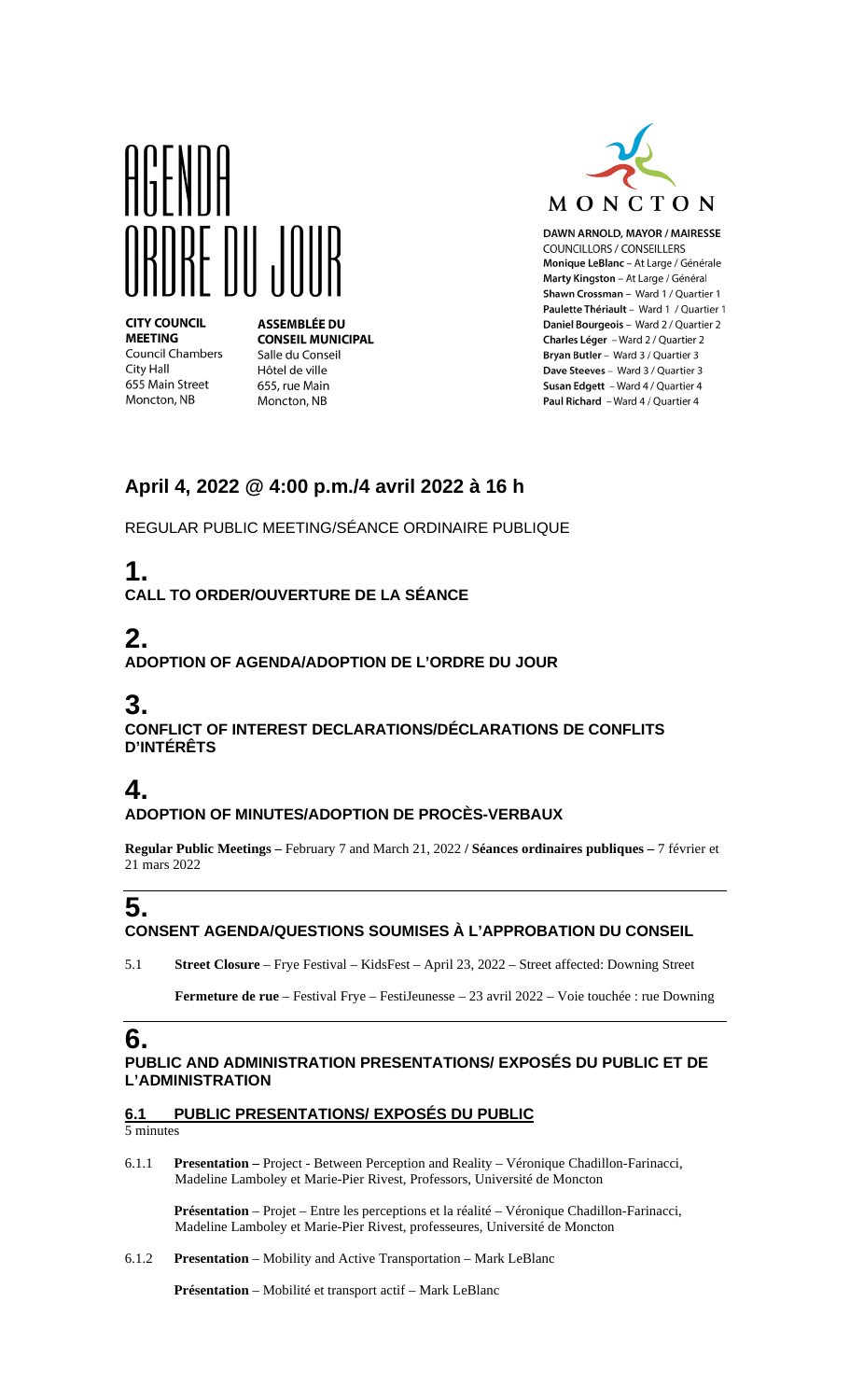# AGENDA ORDRE DU JOUR

**CITY COUNCIL MEETING**
Council Chambers
City Hall
655 Main Street
Moncton, NB

**ASSEMBLÉE DU CONSEIL MUNICIPAL**
Salle du Conseil
Hôtel de ville
655, rue Main
Moncton, NB

MONCTON

**DAWN ARNOLD, MAYOR / MAIRESSE**
COUNCILLORS / CONSEILLERS
**Monique LeBlanc** – At Large / Générale
**Marty Kingston** – At Large / Général
**Shawn Crossman** – Ward 1 / Quartier 1
**Paulette Thériault** – Ward 1 / Quartier 1
**Daniel Bourgeois** – Ward 2 / Quartier 2
**Charles Léger** – Ward 2 / Quartier 2
**Bryan Butler** – Ward 3 / Quartier 3
**Dave Steeves** – Ward 3 / Quartier 3
**Susan Edgett** – Ward 4 / Quartier 4
**Paul Richard** – Ward 4 / Quartier 4

## April 4, 2022 @ 4:00 p.m./4 avril 2022 à 16 h

REGULAR PUBLIC MEETING/SÉANCE ORDINAIRE PUBLIQUE

## 1.
**CALL TO ORDER/OUVERTURE DE LA SÉANCE**

## 2.
**ADOPTION OF AGENDA/ADOPTION DE L'ORDRE DU JOUR**

## 3.
**CONFLICT OF INTEREST DECLARATIONS/DÉCLARATIONS DE CONFLITS D'INTÉRÊTS**

## 4.
**ADOPTION OF MINUTES/ADOPTION DE PROCÈS-VERBAUX**

**Regular Public Meetings –** February 7 and March 21, 2022 **/ Séances ordinaires publiques –** 7 février et 21 mars 2022

## 5.
**CONSENT AGENDA/QUESTIONS SOUMISES À L'APPROBATION DU CONSEIL**

5.1 **Street Closure** – Frye Festival – KidsFest – April 23, 2022 – Street affected: Downing Street

**Fermeture de rue** – Festival Frye – FestiJeunesse – 23 avril 2022 – Voie touchée : rue Downing

## 6.
**PUBLIC AND ADMINISTRATION PRESENTATIONS/ EXPOSÉS DU PUBLIC ET DE L'ADMINISTRATION**

### 6.1 PUBLIC PRESENTATIONS/ EXPOSÉS DU PUBLIC

5 minutes

6.1.1 **Presentation –** Project - Between Perception and Reality – Véronique Chadillon-Farinacci, Madeline Lamboley et Marie-Pier Rivest, Professors, Université de Moncton

**Présentation** – Projet – Entre les perceptions et la réalité – Véronique Chadillon-Farinacci, Madeline Lamboley et Marie-Pier Rivest, professeures, Université de Moncton

6.1.2 **Presentation** – Mobility and Active Transportation – Mark LeBlanc

**Présentation** – Mobilité et transport actif – Mark LeBlanc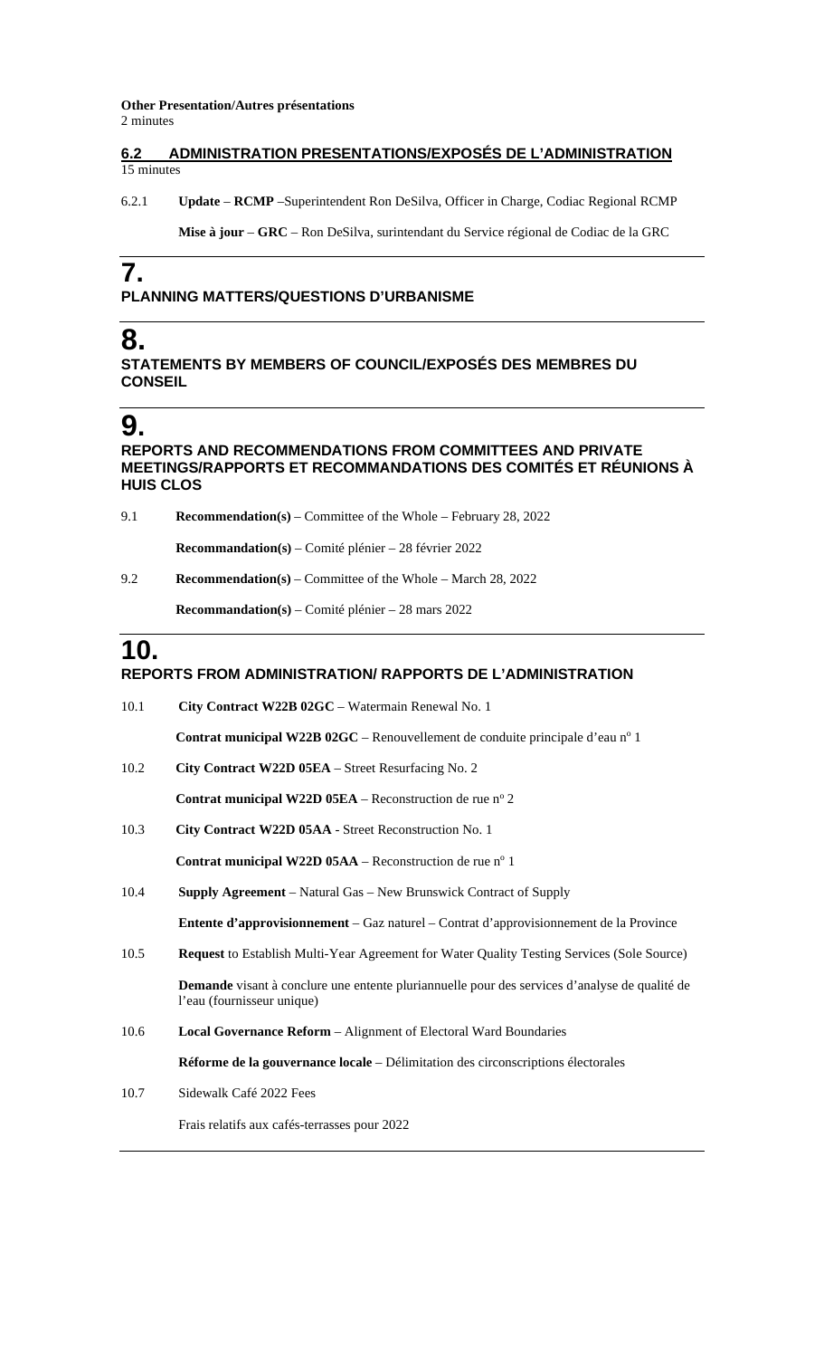**Other Presentation/Autres présentations**
2 minutes

## 6.2 ADMINISTRATION PRESENTATIONS/EXPOSÉS DE L'ADMINISTRATION

15 minutes

6.2.1 **Update** – **RCMP** –Superintendent Ron DeSilva, Officer in Charge, Codiac Regional RCMP

**Mise à jour** – **GRC** – Ron DeSilva, surintendant du Service régional de Codiac de la GRC

# 7.

## PLANNING MATTERS/QUESTIONS D'URBANISME

# 8.

## STATEMENTS BY MEMBERS OF COUNCIL/EXPOSÉS DES MEMBRES DU CONSEIL

# 9.

## REPORTS AND RECOMMENDATIONS FROM COMMITTEES AND PRIVATE MEETINGS/RAPPORTS ET RECOMMANDATIONS DES COMITÉS ET RÉUNIONS À HUIS CLOS

9.1 **Recommendation(s)** – Committee of the Whole – February 28, 2022

**Recommandation(s)** – Comité plénier – 28 février 2022

9.2 **Recommendation(s)** – Committee of the Whole – March 28, 2022

**Recommandation(s)** – Comité plénier – 28 mars 2022

# 10.

## REPORTS FROM ADMINISTRATION/ RAPPORTS DE L'ADMINISTRATION

10.1 **City Contract W22B 02GC** – Watermain Renewal No. 1

**Contrat municipal W22B 02GC** – Renouvellement de conduite principale d'eau nº 1

10.2 **City Contract W22D 05EA** – Street Resurfacing No. 2

**Contrat municipal W22D 05EA** – Reconstruction de rue nº 2

10.3 **City Contract W22D 05AA** - Street Reconstruction No. 1

**Contrat municipal W22D 05AA** – Reconstruction de rue nº 1

10.4 **Supply Agreement** – Natural Gas – New Brunswick Contract of Supply

**Entente d'approvisionnement** – Gaz naturel – Contrat d'approvisionnement de la Province

10.5 **Request** to Establish Multi-Year Agreement for Water Quality Testing Services (Sole Source)

**Demande** visant à conclure une entente pluriannuelle pour des services d'analyse de qualité de l'eau (fournisseur unique)

10.6 **Local Governance Reform** – Alignment of Electoral Ward Boundaries

**Réforme de la gouvernance locale** – Délimitation des circonscriptions électorales

10.7 Sidewalk Café 2022 Fees

Frais relatifs aux cafés-terrasses pour 2022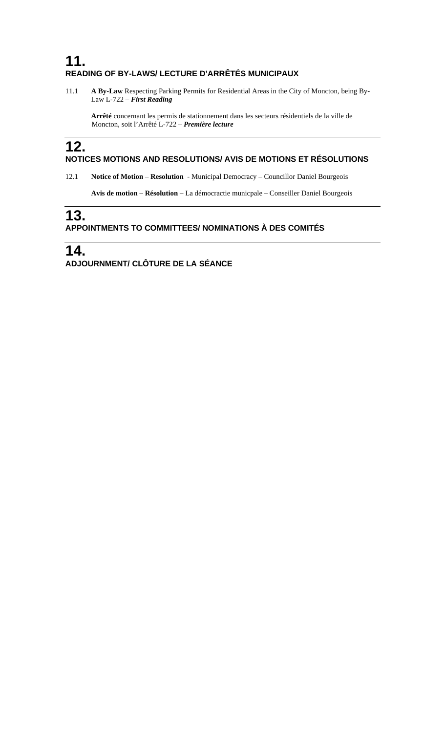# 11.
## READING OF BY-LAWS/ LECTURE D'ARRÊTÉS MUNICIPAUX

11.1 **A By-Law** Respecting Parking Permits for Residential Areas in the City of Moncton, being By-Law L-722 – ***First Reading***

**Arrêté** concernant les permis de stationnement dans les secteurs résidentiels de la ville de Moncton, soit l'Arrêté L-722 – ***Première lecture***

# 12.
## NOTICES MOTIONS AND RESOLUTIONS/ AVIS DE MOTIONS ET RÉSOLUTIONS

12.1 **Notice of Motion** – **Resolution** - Municipal Democracy – Councillor Daniel Bourgeois

**Avis de motion** – **Résolution** – La démocractie municpale – Conseiller Daniel Bourgeois

# 13.
## APPOINTMENTS TO COMMITTEES/ NOMINATIONS À DES COMITÉS

# 14.
## ADJOURNMENT/ CLÔTURE DE LA SÉANCE